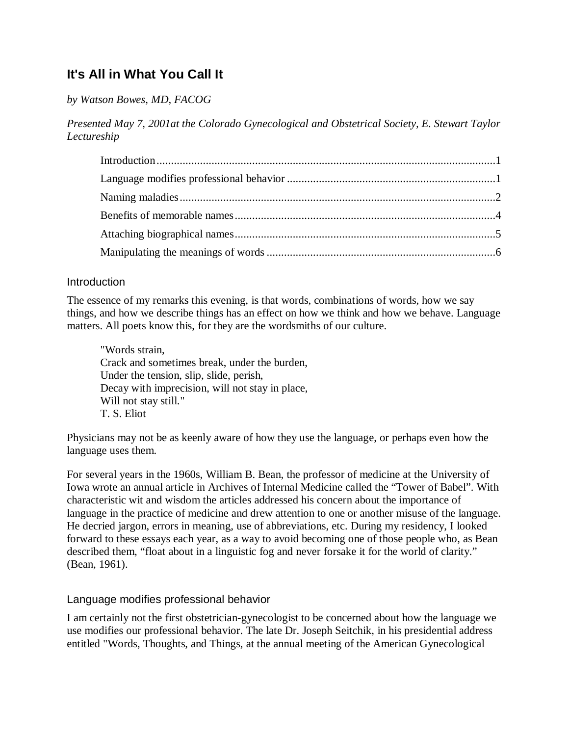# It's All in What You Call It

*by Watson Bowes, MD, FACOG*

*Presented May 7, 2001at the Colorado Gynecological and Obstetrical Society, E. Stewart Taylor Lectureship*

- Introduction.....1
- Language modifies professional behavior.....1
- Naming maladies.....2
- Benefits of memorable names.....4
- Attaching biographical names.....5
- Manipulating the meanings of words.....6

## Introduction

The essence of my remarks this evening, is that words, combinations of words, how we say things, and how we describe things has an effect on how we think and how we behave. Language matters. All poets know this, for they are the wordsmiths of our culture.

> "Words strain,
> Crack and sometimes break, under the burden,
> Under the tension, slip, slide, perish,
> Decay with imprecision, will not stay in place,
> Will not stay still."
> T. S. Eliot

Physicians may not be as keenly aware of how they use the language, or perhaps even how the language uses them.

For several years in the 1960s, William B. Bean, the professor of medicine at the University of Iowa wrote an annual article in Archives of Internal Medicine called the "Tower of Babel". With characteristic wit and wisdom the articles addressed his concern about the importance of language in the practice of medicine and drew attention to one or another misuse of the language. He decried jargon, errors in meaning, use of abbreviations, etc. During my residency, I looked forward to these essays each year, as a way to avoid becoming one of those people who, as Bean described them, "float about in a linguistic fog and never forsake it for the world of clarity." (Bean, 1961).

## Language modifies professional behavior

I am certainly not the first obstetrician-gynecologist to be concerned about how the language we use modifies our professional behavior. The late Dr. Joseph Seitchik, in his presidential address entitled "Words, Thoughts, and Things, at the annual meeting of the American Gynecological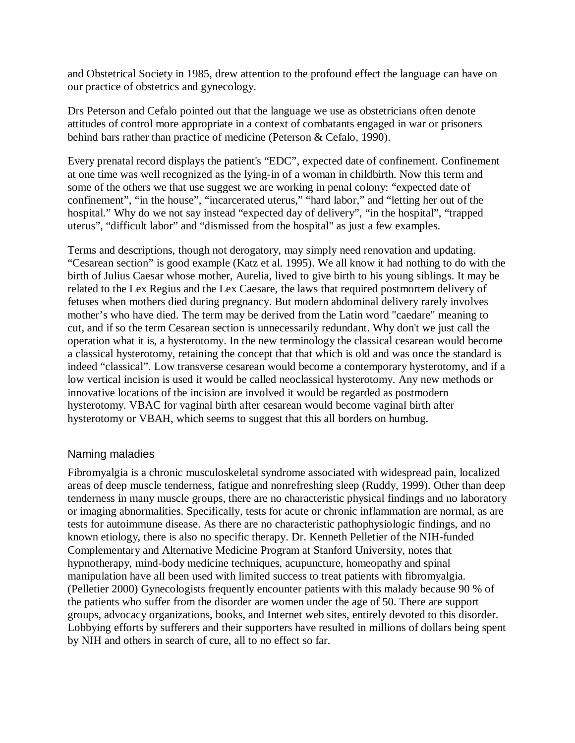and Obstetrical Society in 1985, drew attention to the profound effect the language can have on our practice of obstetrics and gynecology.

Drs Peterson and Cefalo pointed out that the language we use as obstetricians often denote attitudes of control more appropriate in a context of combatants engaged in war or prisoners behind bars rather than practice of medicine (Peterson & Cefalo, 1990).

Every prenatal record displays the patient's "EDC", expected date of confinement. Confinement at one time was well recognized as the lying-in of a woman in childbirth. Now this term and some of the others we that use suggest we are working in penal colony: "expected date of confinement", "in the house", "incarcerated uterus," "hard labor," and "letting her out of the hospital." Why do we not say instead "expected day of delivery", "in the hospital", "trapped uterus", "difficult labor" and "dismissed from the hospital" as just a few examples.

Terms and descriptions, though not derogatory, may simply need renovation and updating. "Cesarean section" is good example (Katz et al. 1995). We all know it had nothing to do with the birth of Julius Caesar whose mother, Aurelia, lived to give birth to his young siblings. It may be related to the Lex Regius and the Lex Caesare, the laws that required postmortem delivery of fetuses when mothers died during pregnancy. But modern abdominal delivery rarely involves mother's who have died. The term may be derived from the Latin word "caedare" meaning to cut, and if so the term Cesarean section is unnecessarily redundant. Why don't we just call the operation what it is, a hysterotomy. In the new terminology the classical cesarean would become a classical hysterotomy, retaining the concept that that which is old and was once the standard is indeed "classical". Low transverse cesarean would become a contemporary hysterotomy, and if a low vertical incision is used it would be called neoclassical hysterotomy. Any new methods or innovative locations of the incision are involved it would be regarded as postmodern hysterotomy. VBAC for vaginal birth after cesarean would become vaginal birth after hysterotomy or VBAH, which seems to suggest that this all borders on humbug.

## Naming maladies

Fibromyalgia is a chronic musculoskeletal syndrome associated with widespread pain, localized areas of deep muscle tenderness, fatigue and nonrefreshing sleep (Ruddy, 1999). Other than deep tenderness in many muscle groups, there are no characteristic physical findings and no laboratory or imaging abnormalities. Specifically, tests for acute or chronic inflammation are normal, as are tests for autoimmune disease. As there are no characteristic pathophysiologic findings, and no known etiology, there is also no specific therapy. Dr. Kenneth Pelletier of the NIH-funded Complementary and Alternative Medicine Program at Stanford University, notes that hypnotherapy, mind-body medicine techniques, acupuncture, homeopathy and spinal manipulation have all been used with limited success to treat patients with fibromyalgia. (Pelletier 2000) Gynecologists frequently encounter patients with this malady because 90 % of the patients who suffer from the disorder are women under the age of 50. There are support groups, advocacy organizations, books, and Internet web sites, entirely devoted to this disorder. Lobbying efforts by sufferers and their supporters have resulted in millions of dollars being spent by NIH and others in search of cure, all to no effect so far.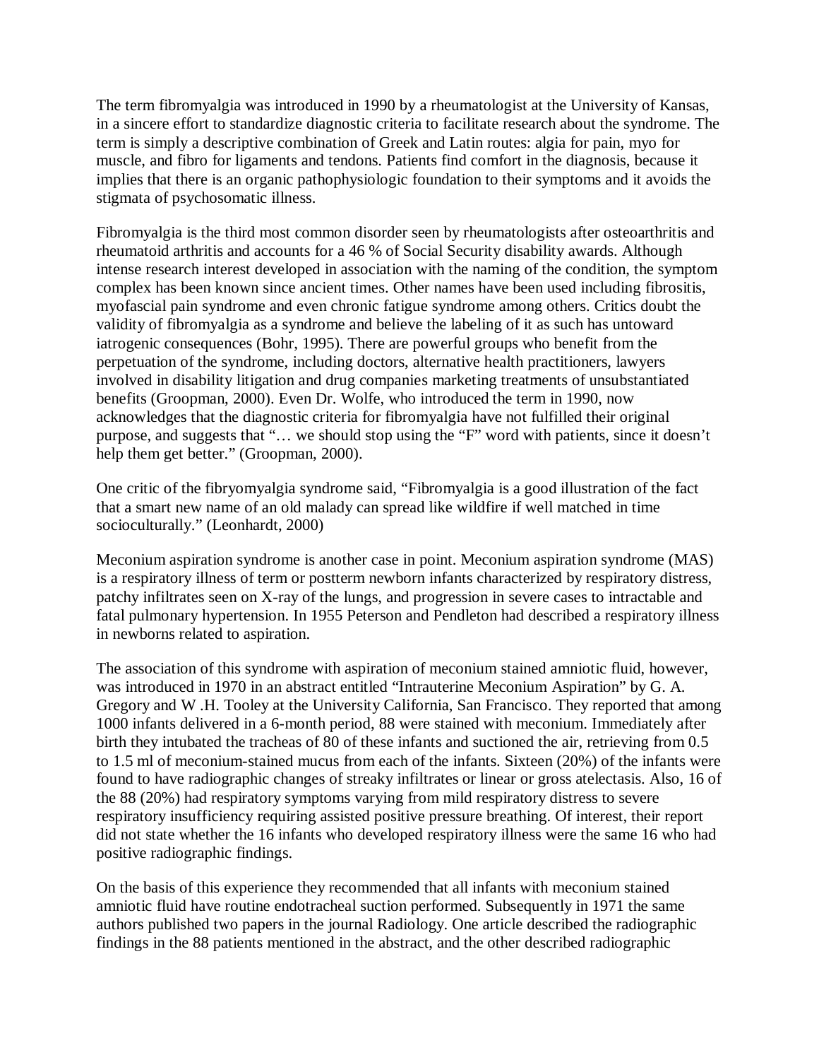The term fibromyalgia was introduced in 1990 by a rheumatologist at the University of Kansas, in a sincere effort to standardize diagnostic criteria to facilitate research about the syndrome. The term is simply a descriptive combination of Greek and Latin routes: algia for pain, myo for muscle, and fibro for ligaments and tendons. Patients find comfort in the diagnosis, because it implies that there is an organic pathophysiologic foundation to their symptoms and it avoids the stigmata of psychosomatic illness.

Fibromyalgia is the third most common disorder seen by rheumatologists after osteoarthritis and rheumatoid arthritis and accounts for a 46 % of Social Security disability awards. Although intense research interest developed in association with the naming of the condition, the symptom complex has been known since ancient times. Other names have been used including fibrositis, myofascial pain syndrome and even chronic fatigue syndrome among others. Critics doubt the validity of fibromyalgia as a syndrome and believe the labeling of it as such has untoward iatrogenic consequences (Bohr, 1995). There are powerful groups who benefit from the perpetuation of the syndrome, including doctors, alternative health practitioners, lawyers involved in disability litigation and drug companies marketing treatments of unsubstantiated benefits (Groopman, 2000). Even Dr. Wolfe, who introduced the term in 1990, now acknowledges that the diagnostic criteria for fibromyalgia have not fulfilled their original purpose, and suggests that "… we should stop using the "F" word with patients, since it doesn't help them get better." (Groopman, 2000).

One critic of the fibryomyalgia syndrome said, "Fibromyalgia is a good illustration of the fact that a smart new name of an old malady can spread like wildfire if well matched in time socioculturally." (Leonhardt, 2000)

Meconium aspiration syndrome is another case in point. Meconium aspiration syndrome (MAS) is a respiratory illness of term or postterm newborn infants characterized by respiratory distress, patchy infiltrates seen on X-ray of the lungs, and progression in severe cases to intractable and fatal pulmonary hypertension. In 1955 Peterson and Pendleton had described a respiratory illness in newborns related to aspiration.

The association of this syndrome with aspiration of meconium stained amniotic fluid, however, was introduced in 1970 in an abstract entitled "Intrauterine Meconium Aspiration" by G. A. Gregory and W .H. Tooley at the University California, San Francisco. They reported that among 1000 infants delivered in a 6-month period, 88 were stained with meconium. Immediately after birth they intubated the tracheas of 80 of these infants and suctioned the air, retrieving from 0.5 to 1.5 ml of meconium-stained mucus from each of the infants. Sixteen (20%) of the infants were found to have radiographic changes of streaky infiltrates or linear or gross atelectasis. Also, 16 of the 88 (20%) had respiratory symptoms varying from mild respiratory distress to severe respiratory insufficiency requiring assisted positive pressure breathing. Of interest, their report did not state whether the 16 infants who developed respiratory illness were the same 16 who had positive radiographic findings.

On the basis of this experience they recommended that all infants with meconium stained amniotic fluid have routine endotracheal suction performed. Subsequently in 1971 the same authors published two papers in the journal Radiology. One article described the radiographic findings in the 88 patients mentioned in the abstract, and the other described radiographic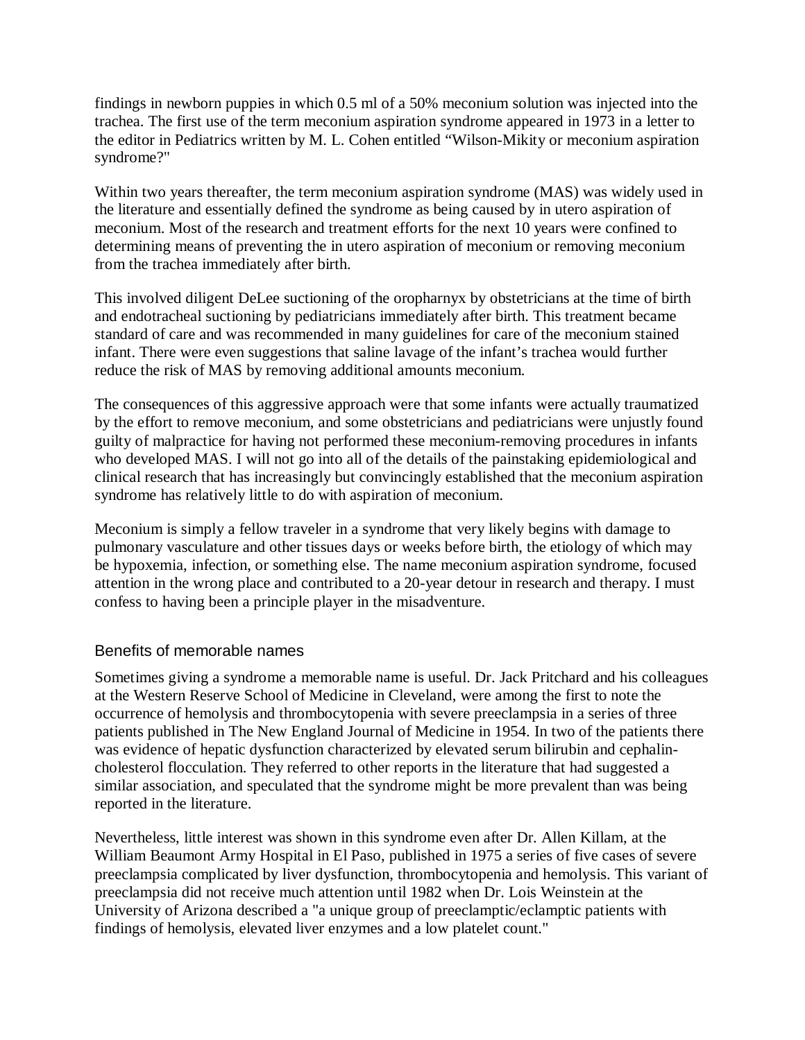findings in newborn puppies in which 0.5 ml of a 50% meconium solution was injected into the trachea. The first use of the term meconium aspiration syndrome appeared in 1973 in a letter to the editor in Pediatrics written by M. L. Cohen entitled "Wilson-Mikity or meconium aspiration syndrome?"

Within two years thereafter, the term meconium aspiration syndrome (MAS) was widely used in the literature and essentially defined the syndrome as being caused by in utero aspiration of meconium. Most of the research and treatment efforts for the next 10 years were confined to determining means of preventing the in utero aspiration of meconium or removing meconium from the trachea immediately after birth.

This involved diligent DeLee suctioning of the oropharynx by obstetricians at the time of birth and endotracheal suctioning by pediatricians immediately after birth. This treatment became standard of care and was recommended in many guidelines for care of the meconium stained infant. There were even suggestions that saline lavage of the infant's trachea would further reduce the risk of MAS by removing additional amounts meconium.

The consequences of this aggressive approach were that some infants were actually traumatized by the effort to remove meconium, and some obstetricians and pediatricians were unjustly found guilty of malpractice for having not performed these meconium-removing procedures in infants who developed MAS. I will not go into all of the details of the painstaking epidemiological and clinical research that has increasingly but convincingly established that the meconium aspiration syndrome has relatively little to do with aspiration of meconium.

Meconium is simply a fellow traveler in a syndrome that very likely begins with damage to pulmonary vasculature and other tissues days or weeks before birth, the etiology of which may be hypoxemia, infection, or something else. The name meconium aspiration syndrome, focused attention in the wrong place and contributed to a 20-year detour in research and therapy. I must confess to having been a principle player in the misadventure.

## Benefits of memorable names

Sometimes giving a syndrome a memorable name is useful. Dr. Jack Pritchard and his colleagues at the Western Reserve School of Medicine in Cleveland, were among the first to note the occurrence of hemolysis and thrombocytopenia with severe preeclampsia in a series of three patients published in The New England Journal of Medicine in 1954. In two of the patients there was evidence of hepatic dysfunction characterized by elevated serum bilirubin and cephalin-cholesterol flocculation. They referred to other reports in the literature that had suggested a similar association, and speculated that the syndrome might be more prevalent than was being reported in the literature.

Nevertheless, little interest was shown in this syndrome even after Dr. Allen Killam, at the William Beaumont Army Hospital in El Paso, published in 1975 a series of five cases of severe preeclampsia complicated by liver dysfunction, thrombocytopenia and hemolysis. This variant of preeclampsia did not receive much attention until 1982 when Dr. Lois Weinstein at the University of Arizona described a "a unique group of preeclamptic/eclamptic patients with findings of hemolysis, elevated liver enzymes and a low platelet count."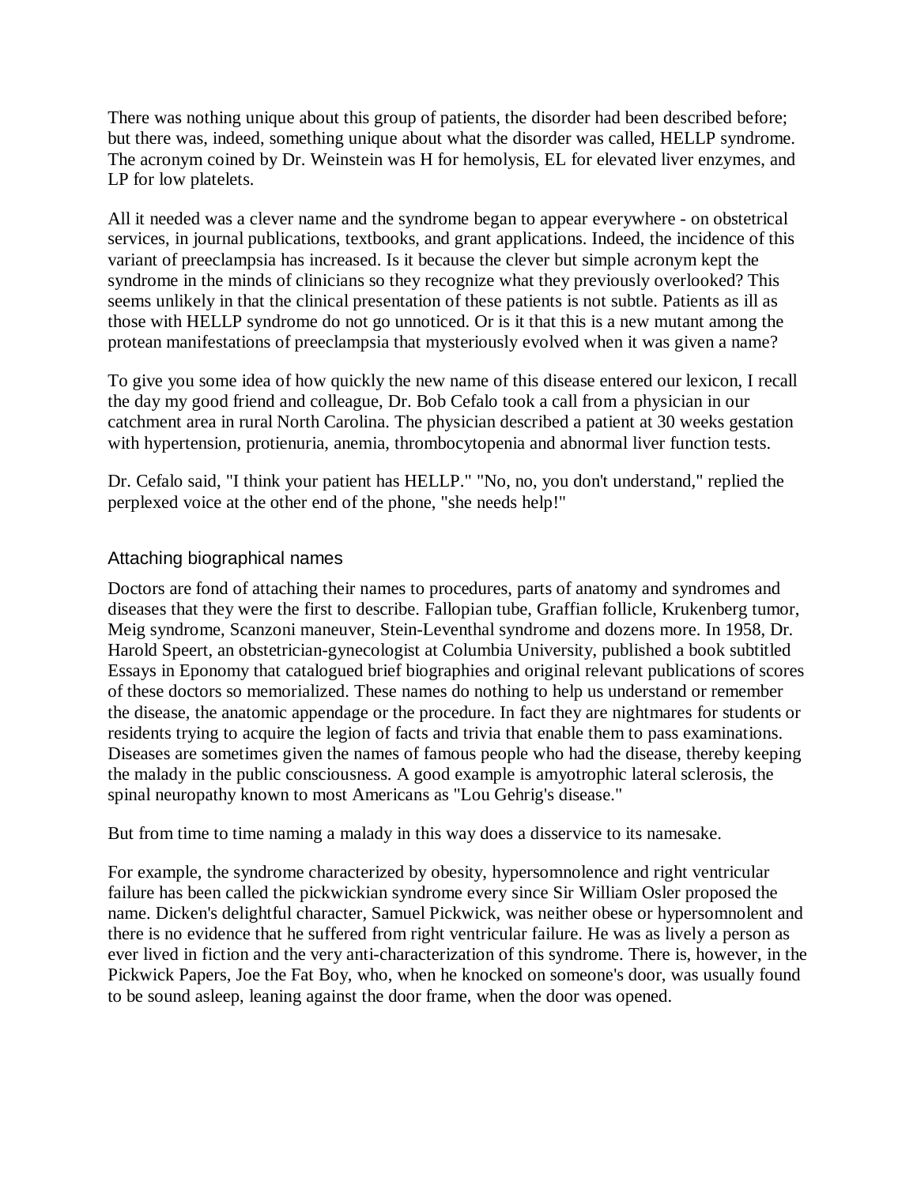There was nothing unique about this group of patients, the disorder had been described before; but there was, indeed, something unique about what the disorder was called, HELLP syndrome. The acronym coined by Dr. Weinstein was H for hemolysis, EL for elevated liver enzymes, and LP for low platelets.

All it needed was a clever name and the syndrome began to appear everywhere - on obstetrical services, in journal publications, textbooks, and grant applications. Indeed, the incidence of this variant of preeclampsia has increased. Is it because the clever but simple acronym kept the syndrome in the minds of clinicians so they recognize what they previously overlooked? This seems unlikely in that the clinical presentation of these patients is not subtle. Patients as ill as those with HELLP syndrome do not go unnoticed. Or is it that this is a new mutant among the protean manifestations of preeclampsia that mysteriously evolved when it was given a name?

To give you some idea of how quickly the new name of this disease entered our lexicon, I recall the day my good friend and colleague, Dr. Bob Cefalo took a call from a physician in our catchment area in rural North Carolina. The physician described a patient at 30 weeks gestation with hypertension, protienuria, anemia, thrombocytopenia and abnormal liver function tests.

Dr. Cefalo said, "I think your patient has HELLP." "No, no, you don't understand," replied the perplexed voice at the other end of the phone, "she needs help!"

## Attaching biographical names

Doctors are fond of attaching their names to procedures, parts of anatomy and syndromes and diseases that they were the first to describe. Fallopian tube, Graffian follicle, Krukenberg tumor, Meig syndrome, Scanzoni maneuver, Stein-Leventhal syndrome and dozens more. In 1958, Dr. Harold Speert, an obstetrician-gynecologist at Columbia University, published a book subtitled Essays in Eponomy that catalogued brief biographies and original relevant publications of scores of these doctors so memorialized. These names do nothing to help us understand or remember the disease, the anatomic appendage or the procedure. In fact they are nightmares for students or residents trying to acquire the legion of facts and trivia that enable them to pass examinations. Diseases are sometimes given the names of famous people who had the disease, thereby keeping the malady in the public consciousness. A good example is amyotrophic lateral sclerosis, the spinal neuropathy known to most Americans as "Lou Gehrig's disease."

But from time to time naming a malady in this way does a disservice to its namesake.

For example, the syndrome characterized by obesity, hypersomnolence and right ventricular failure has been called the pickwickian syndrome every since Sir William Osler proposed the name. Dicken's delightful character, Samuel Pickwick, was neither obese or hypersomnolent and there is no evidence that he suffered from right ventricular failure. He was as lively a person as ever lived in fiction and the very anti-characterization of this syndrome. There is, however, in the Pickwick Papers, Joe the Fat Boy, who, when he knocked on someone's door, was usually found to be sound asleep, leaning against the door frame, when the door was opened.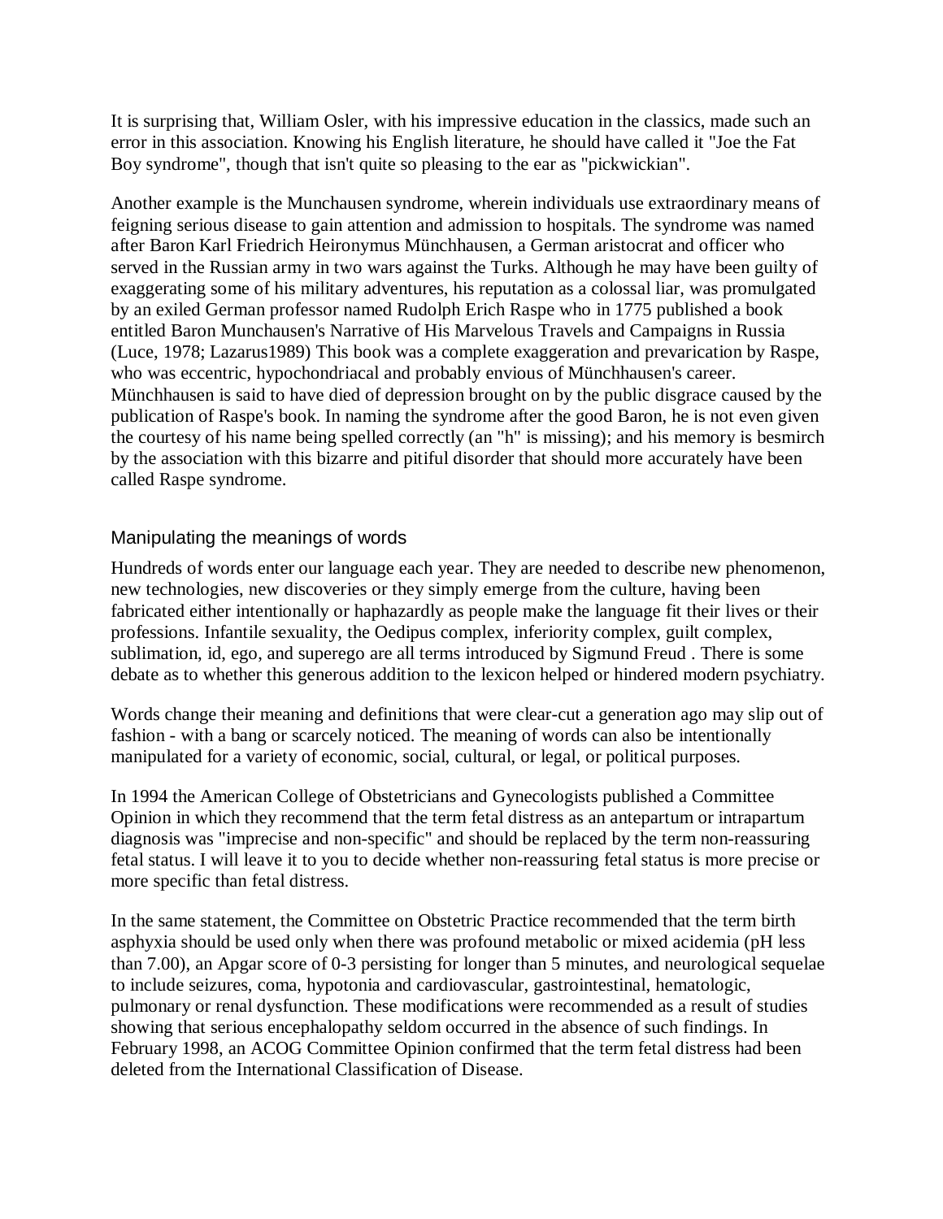It is surprising that, William Osler, with his impressive education in the classics, made such an error in this association. Knowing his English literature, he should have called it "Joe the Fat Boy syndrome", though that isn't quite so pleasing to the ear as "pickwickian".

Another example is the Munchausen syndrome, wherein individuals use extraordinary means of feigning serious disease to gain attention and admission to hospitals. The syndrome was named after Baron Karl Friedrich Heironymus Münchhausen, a German aristocrat and officer who served in the Russian army in two wars against the Turks. Although he may have been guilty of exaggerating some of his military adventures, his reputation as a colossal liar, was promulgated by an exiled German professor named Rudolph Erich Raspe who in 1775 published a book entitled Baron Munchausen's Narrative of His Marvelous Travels and Campaigns in Russia (Luce, 1978; Lazarus1989) This book was a complete exaggeration and prevarication by Raspe, who was eccentric, hypochondriacal and probably envious of Münchhausen's career. Münchhausen is said to have died of depression brought on by the public disgrace caused by the publication of Raspe's book. In naming the syndrome after the good Baron, he is not even given the courtesy of his name being spelled correctly (an "h" is missing); and his memory is besmirch by the association with this bizarre and pitiful disorder that should more accurately have been called Raspe syndrome.

## Manipulating the meanings of words

Hundreds of words enter our language each year. They are needed to describe new phenomenon, new technologies, new discoveries or they simply emerge from the culture, having been fabricated either intentionally or haphazardly as people make the language fit their lives or their professions. Infantile sexuality, the Oedipus complex, inferiority complex, guilt complex, sublimation, id, ego, and superego are all terms introduced by Sigmund Freud . There is some debate as to whether this generous addition to the lexicon helped or hindered modern psychiatry.

Words change their meaning and definitions that were clear-cut a generation ago may slip out of fashion - with a bang or scarcely noticed. The meaning of words can also be intentionally manipulated for a variety of economic, social, cultural, or legal, or political purposes.

In 1994 the American College of Obstetricians and Gynecologists published a Committee Opinion in which they recommend that the term fetal distress as an antepartum or intrapartum diagnosis was "imprecise and non-specific" and should be replaced by the term non-reassuring fetal status. I will leave it to you to decide whether non-reassuring fetal status is more precise or more specific than fetal distress.

In the same statement, the Committee on Obstetric Practice recommended that the term birth asphyxia should be used only when there was profound metabolic or mixed acidemia (pH less than 7.00), an Apgar score of 0-3 persisting for longer than 5 minutes, and neurological sequelae to include seizures, coma, hypotonia and cardiovascular, gastrointestinal, hematologic, pulmonary or renal dysfunction. These modifications were recommended as a result of studies showing that serious encephalopathy seldom occurred in the absence of such findings. In February 1998, an ACOG Committee Opinion confirmed that the term fetal distress had been deleted from the International Classification of Disease.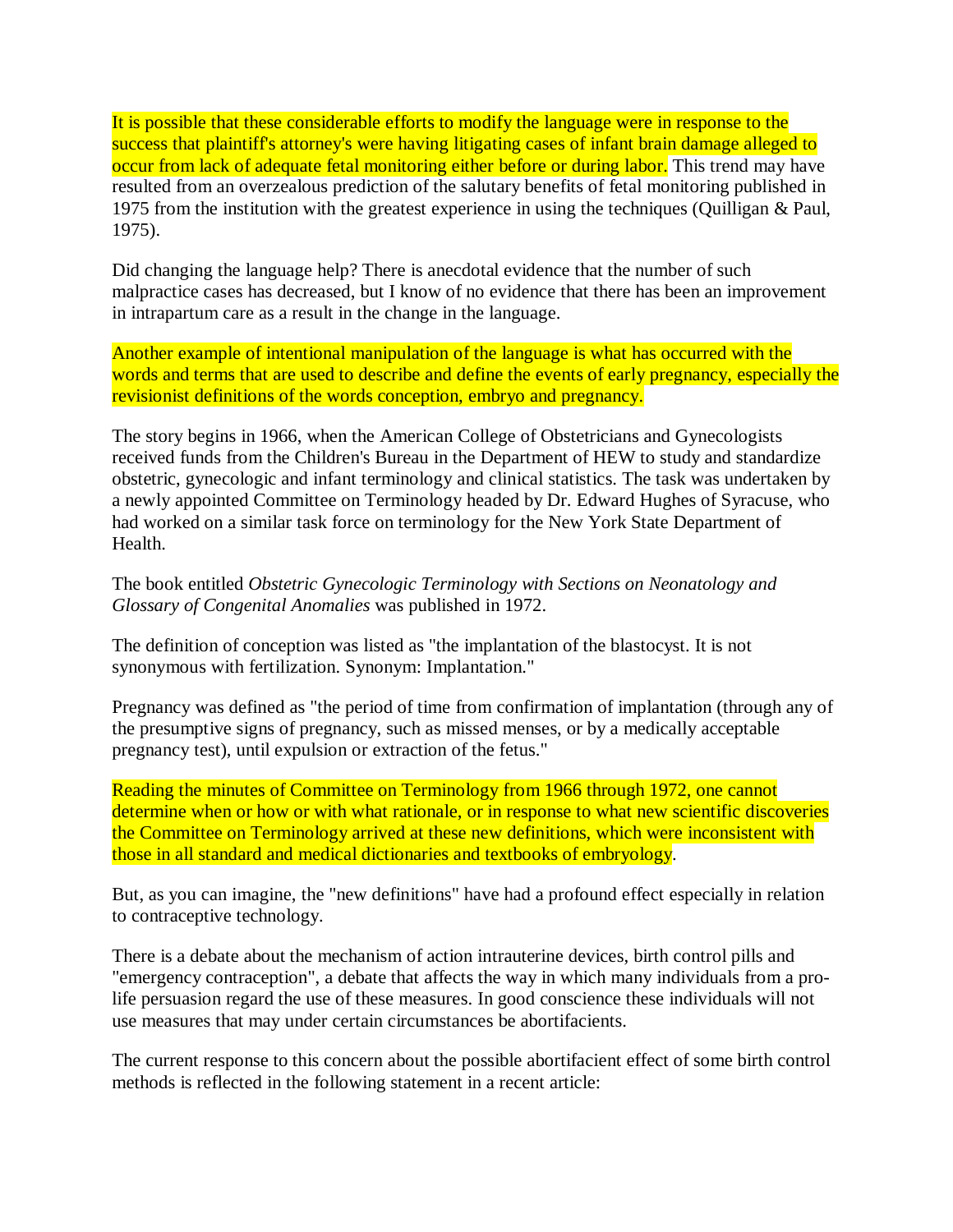It is possible that these considerable efforts to modify the language were in response to the success that plaintiff's attorney's were having litigating cases of infant brain damage alleged to occur from lack of adequate fetal monitoring either before or during labor. This trend may have resulted from an overzealous prediction of the salutary benefits of fetal monitoring published in 1975 from the institution with the greatest experience in using the techniques (Quilligan & Paul, 1975).

Did changing the language help? There is anecdotal evidence that the number of such malpractice cases has decreased, but I know of no evidence that there has been an improvement in intrapartum care as a result in the change in the language.

Another example of intentional manipulation of the language is what has occurred with the words and terms that are used to describe and define the events of early pregnancy, especially the revisionist definitions of the words conception, embryo and pregnancy.

The story begins in 1966, when the American College of Obstetricians and Gynecologists received funds from the Children's Bureau in the Department of HEW to study and standardize obstetric, gynecologic and infant terminology and clinical statistics. The task was undertaken by a newly appointed Committee on Terminology headed by Dr. Edward Hughes of Syracuse, who had worked on a similar task force on terminology for the New York State Department of Health.

The book entitled *Obstetric Gynecologic Terminology with Sections on Neonatology and Glossary of Congenital Anomalies* was published in 1972.

The definition of conception was listed as "the implantation of the blastocyst. It is not synonymous with fertilization. Synonym: Implantation."

Pregnancy was defined as "the period of time from confirmation of implantation (through any of the presumptive signs of pregnancy, such as missed menses, or by a medically acceptable pregnancy test), until expulsion or extraction of the fetus."

Reading the minutes of Committee on Terminology from 1966 through 1972, one cannot determine when or how or with what rationale, or in response to what new scientific discoveries the Committee on Terminology arrived at these new definitions, which were inconsistent with those in all standard and medical dictionaries and textbooks of embryology.

But, as you can imagine, the "new definitions" have had a profound effect especially in relation to contraceptive technology.

There is a debate about the mechanism of action intrauterine devices, birth control pills and "emergency contraception", a debate that affects the way in which many individuals from a pro-life persuasion regard the use of these measures. In good conscience these individuals will not use measures that may under certain circumstances be abortifacients.

The current response to this concern about the possible abortifacient effect of some birth control methods is reflected in the following statement in a recent article: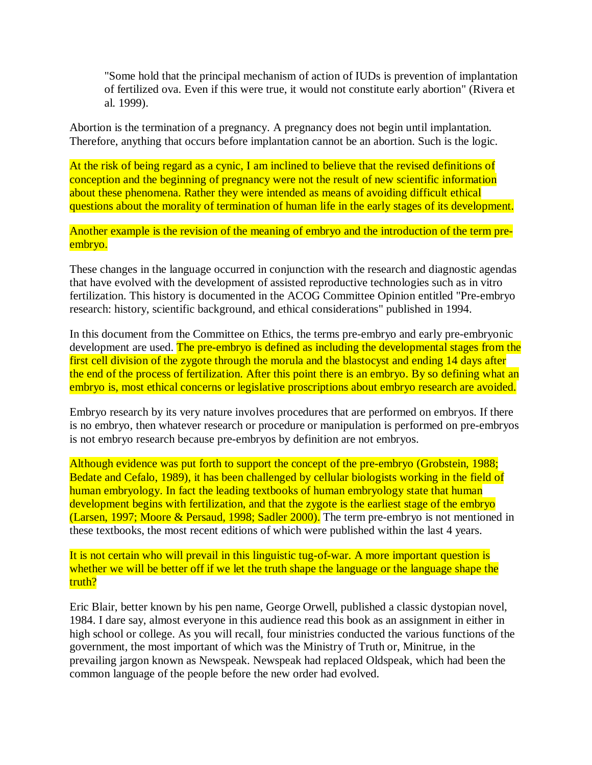> "Some hold that the principal mechanism of action of IUDs is prevention of implantation of fertilized ova. Even if this were true, it would not constitute early abortion" (Rivera et al. 1999).

Abortion is the termination of a pregnancy. A pregnancy does not begin until implantation. Therefore, anything that occurs before implantation cannot be an abortion. Such is the logic.

At the risk of being regard as a cynic, I am inclined to believe that the revised definitions of conception and the beginning of pregnancy were not the result of new scientific information about these phenomena. Rather they were intended as means of avoiding difficult ethical questions about the morality of termination of human life in the early stages of its development.

Another example is the revision of the meaning of embryo and the introduction of the term pre-embryo.

These changes in the language occurred in conjunction with the research and diagnostic agendas that have evolved with the development of assisted reproductive technologies such as in vitro fertilization. This history is documented in the ACOG Committee Opinion entitled "Pre-embryo research: history, scientific background, and ethical considerations" published in 1994.

In this document from the Committee on Ethics, the terms pre-embryo and early pre-embryonic development are used. The pre-embryo is defined as including the developmental stages from the first cell division of the zygote through the morula and the blastocyst and ending 14 days after the end of the process of fertilization. After this point there is an embryo. By so defining what an embryo is, most ethical concerns or legislative proscriptions about embryo research are avoided.

Embryo research by its very nature involves procedures that are performed on embryos. If there is no embryo, then whatever research or procedure or manipulation is performed on pre-embryos is not embryo research because pre-embryos by definition are not embryos.

Although evidence was put forth to support the concept of the pre-embryo (Grobstein, 1988; Bedate and Cefalo, 1989), it has been challenged by cellular biologists working in the field of human embryology. In fact the leading textbooks of human embryology state that human development begins with fertilization, and that the zygote is the earliest stage of the embryo (Larsen, 1997; Moore & Persaud, 1998; Sadler 2000). The term pre-embryo is not mentioned in these textbooks, the most recent editions of which were published within the last 4 years.

It is not certain who will prevail in this linguistic tug-of-war. A more important question is whether we will be better off if we let the truth shape the language or the language shape the truth?

Eric Blair, better known by his pen name, George Orwell, published a classic dystopian novel, 1984. I dare say, almost everyone in this audience read this book as an assignment in either in high school or college. As you will recall, four ministries conducted the various functions of the government, the most important of which was the Ministry of Truth or, Minitrue, in the prevailing jargon known as Newspeak. Newspeak had replaced Oldspeak, which had been the common language of the people before the new order had evolved.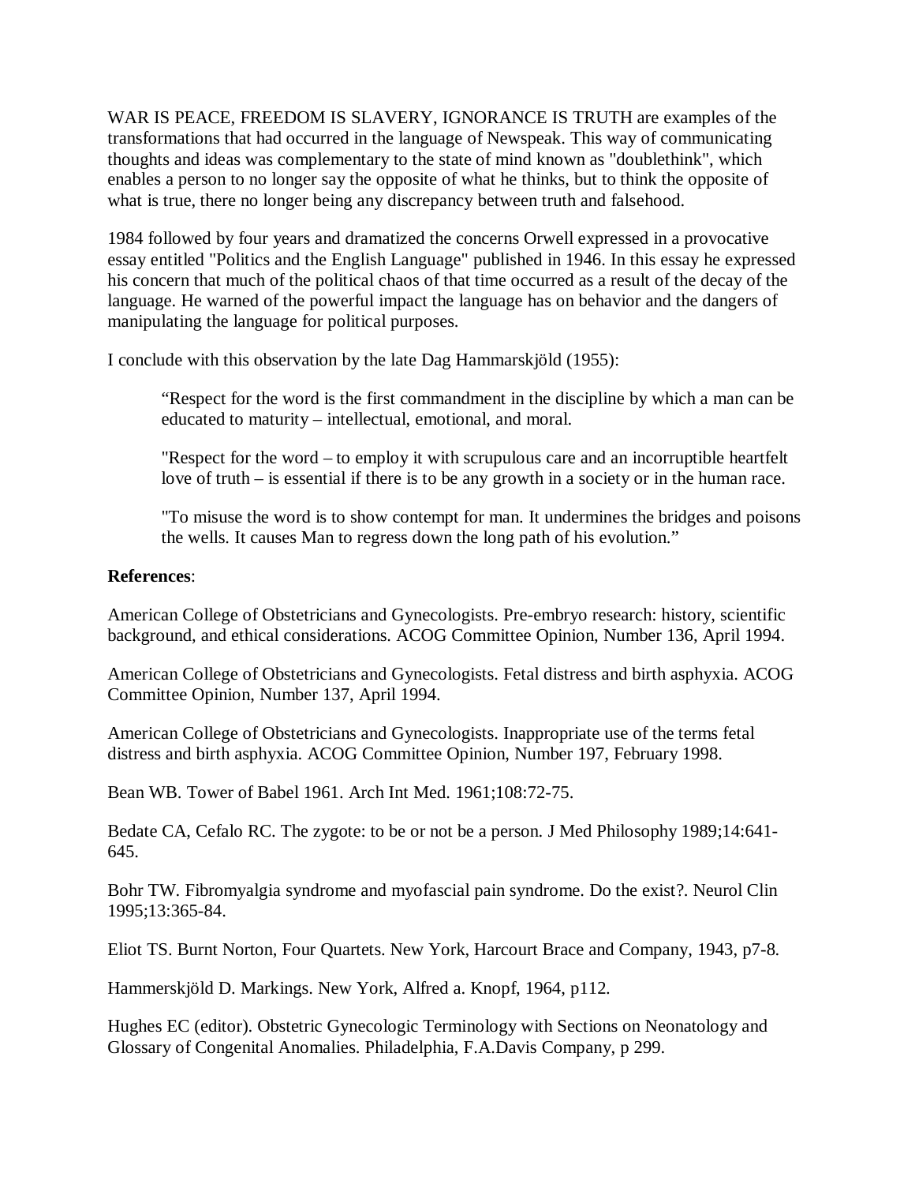WAR IS PEACE, FREEDOM IS SLAVERY, IGNORANCE IS TRUTH are examples of the transformations that had occurred in the language of Newspeak. This way of communicating thoughts and ideas was complementary to the state of mind known as "doublethink", which enables a person to no longer say the opposite of what he thinks, but to think the opposite of what is true, there no longer being any discrepancy between truth and falsehood.

1984 followed by four years and dramatized the concerns Orwell expressed in a provocative essay entitled "Politics and the English Language" published in 1946. In this essay he expressed his concern that much of the political chaos of that time occurred as a result of the decay of the language. He warned of the powerful impact the language has on behavior and the dangers of manipulating the language for political purposes.

I conclude with this observation by the late Dag Hammarskjöld (1955):

> "Respect for the word is the first commandment in the discipline by which a man can be educated to maturity – intellectual, emotional, and moral.
>
> "Respect for the word – to employ it with scrupulous care and an incorruptible heartfelt love of truth – is essential if there is to be any growth in a society or in the human race.
>
> "To misuse the word is to show contempt for man. It undermines the bridges and poisons the wells. It causes Man to regress down the long path of his evolution."

**References**:

American College of Obstetricians and Gynecologists. Pre-embryo research: history, scientific background, and ethical considerations. ACOG Committee Opinion, Number 136, April 1994.

American College of Obstetricians and Gynecologists. Fetal distress and birth asphyxia. ACOG Committee Opinion, Number 137, April 1994.

American College of Obstetricians and Gynecologists. Inappropriate use of the terms fetal distress and birth asphyxia. ACOG Committee Opinion, Number 197, February 1998.

Bean WB. Tower of Babel 1961. Arch Int Med. 1961;108:72-75.

Bedate CA, Cefalo RC. The zygote: to be or not be a person. J Med Philosophy 1989;14:641-645.

Bohr TW. Fibromyalgia syndrome and myofascial pain syndrome. Do the exist?. Neurol Clin 1995;13:365-84.

Eliot TS. Burnt Norton, Four Quartets. New York, Harcourt Brace and Company, 1943, p7-8.

Hammerskjöld D. Markings. New York, Alfred a. Knopf, 1964, p112.

Hughes EC (editor). Obstetric Gynecologic Terminology with Sections on Neonatology and Glossary of Congenital Anomalies. Philadelphia, F.A.Davis Company, p 299.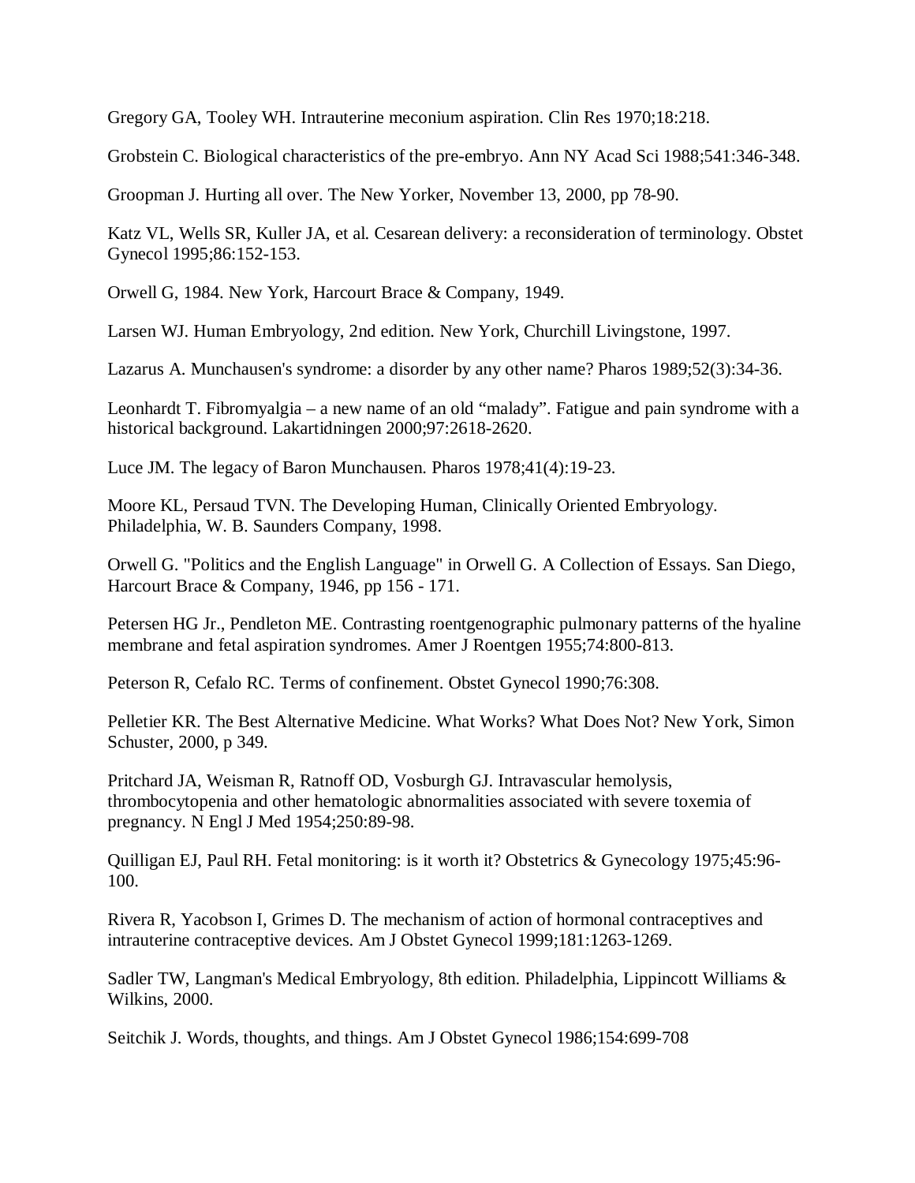Gregory GA, Tooley WH. Intrauterine meconium aspiration. Clin Res 1970;18:218.

Grobstein C. Biological characteristics of the pre-embryo. Ann NY Acad Sci 1988;541:346-348.

Groopman J. Hurting all over. The New Yorker, November 13, 2000, pp 78-90.

Katz VL, Wells SR, Kuller JA, et al. Cesarean delivery: a reconsideration of terminology. Obstet Gynecol 1995;86:152-153.

Orwell G, 1984. New York, Harcourt Brace & Company, 1949.

Larsen WJ. Human Embryology, 2nd edition. New York, Churchill Livingstone, 1997.

Lazarus A. Munchausen's syndrome: a disorder by any other name? Pharos 1989;52(3):34-36.

Leonhardt T. Fibromyalgia – a new name of an old “malady”. Fatigue and pain syndrome with a historical background. Lakartidningen 2000;97:2618-2620.

Luce JM. The legacy of Baron Munchausen. Pharos 1978;41(4):19-23.

Moore KL, Persaud TVN. The Developing Human, Clinically Oriented Embryology. Philadelphia, W. B. Saunders Company, 1998.

Orwell G. "Politics and the English Language" in Orwell G. A Collection of Essays. San Diego, Harcourt Brace & Company, 1946, pp 156 - 171.

Petersen HG Jr., Pendleton ME. Contrasting roentgenographic pulmonary patterns of the hyaline membrane and fetal aspiration syndromes. Amer J Roentgen 1955;74:800-813.

Peterson R, Cefalo RC. Terms of confinement. Obstet Gynecol 1990;76:308.

Pelletier KR. The Best Alternative Medicine. What Works? What Does Not? New York, Simon Schuster, 2000, p 349.

Pritchard JA, Weisman R, Ratnoff OD, Vosburgh GJ. Intravascular hemolysis, thrombocytopenia and other hematologic abnormalities associated with severe toxemia of pregnancy. N Engl J Med 1954;250:89-98.

Quilligan EJ, Paul RH. Fetal monitoring: is it worth it? Obstetrics & Gynecology 1975;45:96-100.

Rivera R, Yacobson I, Grimes D. The mechanism of action of hormonal contraceptives and intrauterine contraceptive devices. Am J Obstet Gynecol 1999;181:1263-1269.

Sadler TW, Langman's Medical Embryology, 8th edition. Philadelphia, Lippincott Williams & Wilkins, 2000.

Seitchik J. Words, thoughts, and things. Am J Obstet Gynecol 1986;154:699-708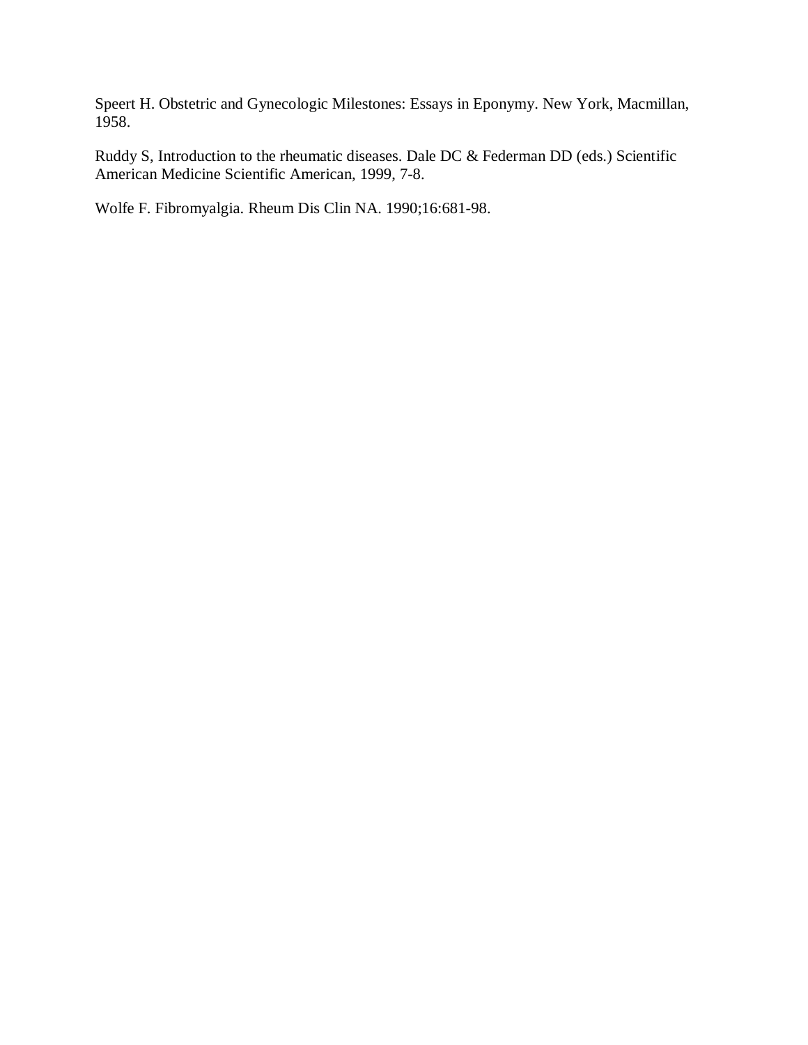Speert H. Obstetric and Gynecologic Milestones: Essays in Eponymy. New York, Macmillan, 1958.

Ruddy S, Introduction to the rheumatic diseases. Dale DC & Federman DD (eds.) Scientific American Medicine Scientific American, 1999, 7-8.

Wolfe F. Fibromyalgia. Rheum Dis Clin NA. 1990;16:681-98.